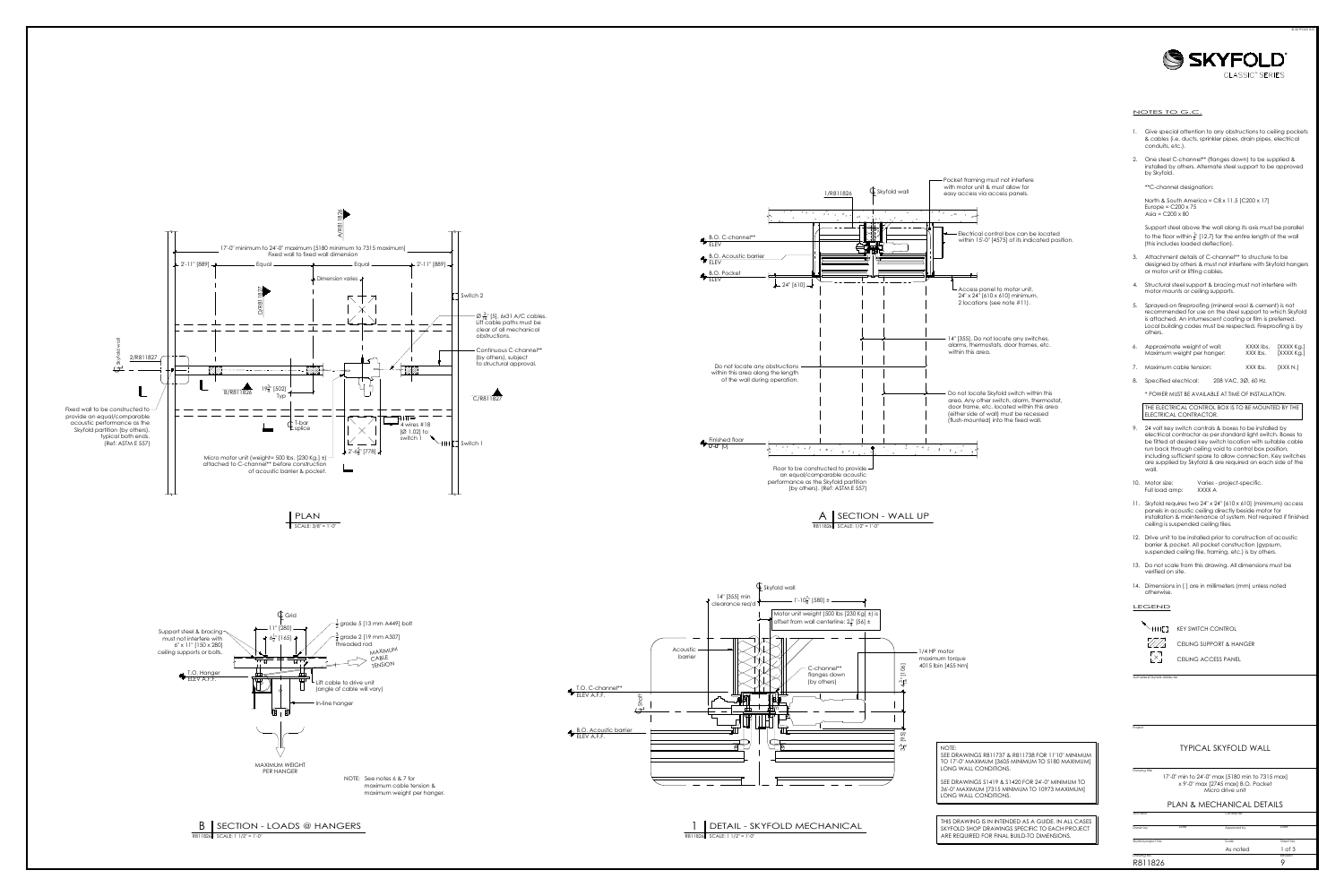# SKYFOLD® CLASSIC™ SERIES

## NOTES TO G.C.

1. Give special attention to any obstructions to ceiling pockets & cables (i.e. ducts, sprinkler pipes, drain pipes, electrical conduits, etc.).
2. One steel C-channel** (flanges down) to be supplied & installed by others. Alternate steel support to be approved by Skyfold.

   **C-channel designation:

   North & South America = C8 x 11.5 [C200 x 17]
   Europe = C200 x 75
   Asia = C200 x 80

   Support steel above the wall along its axis must be parallel to the floor within ½" [12.7] for the entire length of the wall (this includes loaded deflection).
3. Attachment details of C-channel** to structure to be designed by others & must not interfere with Skyfold hangers or motor unit or lifting cables.
4. Structural steel support & bracing must not interfere with motor mounts or ceiling supports.
5. Sprayed-on fireproofing (mineral wool & cement) is not recommended for use on the steel support to which Skyfold is attached. An intumescent coating or film is preferred. Local building codes must be respected. Fireproofing is by others.
6. Approximate weight of wall: XXXX lbs. [XXXX Kg.]
   Maximum weight per hanger: XXX lbs. [XXX Kg.]
7. Maximum cable tension: XXX lbs. [XXX N.]
8. Specified electrical: 208 VAC, 3Ø, 60 Hz.

   * POWER MUST BE AVAILABLE AT TIME OF INSTALLATION.

   THE ELECTRICAL CONTROL BOX IS TO BE MOUNTED BY THE ELECTRICAL CONTRACTOR.
9. 24 volt key switch controls & boxes to be installed by electrical contractor as per standard light switch. Boxes to be fitted at desired key switch location with suitable cable run back through ceiling void to control box position, including sufficient spare to allow connection. Key switches are supplied by Skyfold & are required on each side of the wall.
10. Motor size: Varies - project-specific.
    Full load amp: XXXX A
11. Skyfold requires two 24" x 24" [610 x 610] (minimum) access panels in acoustic ceiling directly beside motor for installation & maintenance of system. Not required if finished ceiling is suspended ceiling tiles.
12. Drive unit to be installed prior to construction of acoustic barrier & pocket. All pocket construction (gypsum, suspended ceiling tile, framing, etc.) is by others.
13. Do not scale from this drawing. All dimensions must be verified on site.
14. Dimensions in [ ] are in millimeters (mm) unless noted otherwise.

## LEGEND

- KEY SWITCH CONTROL
- CEILING SUPPORT & HANGER
- CEILING ACCESS PANEL

## PLAN

SCALE: 3/8" = 1'-0"

- 17'-0" minimum to 24'-0" maximum [5180 minimum to 7315 maximum] Fixed wall to fixed wall dimension
- 2'-11" [889] — Equal — Equal — 2'-11" [889]
- Dimension varies
- Switch 2
- Ø $\frac{3}{16}$" [5], 6x31 A/C cables. Lift cable paths must be clear of all mechanical obstructions.
- Continuous C-channel** (by others), subject to structural approval.
- 19¾" [502] Typ
- T-bar splice
- 4 wires #18 [Ø 1.02] to switch 1
- 2'-6⅝" [778]
- Switch 1
- Micro motor unit (weight= 500 lbs. [230 Kg.] ±) attached to C-channel** before construction of acoustic barrier & pocket.
- Fixed wall to be constructed to provide an equal/comparable acoustic performance as the Skyfold partition (by others), typical both ends. (Ref: ASTM E 557)
- Skyfold wall
- 2/R811827, A/R811826, D/R811827, B/R811826, C/R811827

## A SECTION - WALL UP

R811826 SCALE: 1/2" = 1'-0"

- 1/R811826, Skyfold wall
- Pocket framing must not interfere with motor unit & must allow for easy access via access panels.
- B.O. C-channel** ELEV
- B.O. Acoustic barrier ELEV
- B.O. Pocket ELEV
- 24" [610]
- Electrical control box can be located within 15'-0" [4575] of its indicated position.
- Access panel to motor unit, 24" x 24" [610 x 610] minimum, 2 locations (see note #11).
- 14" [355]. Do not locate any switches, alarms, thermostats, door frames, etc. within this area.
- Do not locate any obstructions within this area along the length of the wall during operation.
- Do not locate Skyfold switch within this area. Any other switch, alarm, thermostat, door frame, etc., located within this area (either side of wall) must be recessed (flush-mounted) into the fixed wall.
- Finished floor 0'-0" [0]
- Floor to be constructed to provide an equal/comparable acoustic performance as the Skyfold partition (by others). (Ref: ASTM E 557)

## B SECTION - LOADS @ HANGERS

R811826 SCALE: 1 1/2" = 1'-0"

- Grid
- 11" [280]
- 6½" [165]
- ½" grade 5 [13 mm A449] bolt
- ¾" grade 2 [19 mm A307] threaded rod
- Support steel & bracing must not interfere with 6" x 11" [150 x 280] ceiling supports or bolts.
- T.O. Hanger ELEV A.F.F.
- MAXIMUM CABLE TENSION
- Lift cable to drive unit (angle of cable will vary)
- In-line hanger
- MAXIMUM WEIGHT PER HANGER

NOTE: See notes 6 & 7 for maximum cable tension & maximum weight per hanger.

## 1 DETAIL - SKYFOLD MECHANICAL

R811826 SCALE: 1 1/2" = 1'-0"

- Skyfold wall
- 14" [355] min clearance req'd
- 1'-10⅞" [580] ±
- Motor unit weight (500 lbs [230 Kg] ±) is offset from wall centerline: 2¾" [56] ±
- Acoustic barrier
- T.O. C-channel** ELEV A.F.F.
- Shaft
- B.O. Acoustic barrier ELEV A.F.F.
- 1/4 HP motor maximum torque 4015 lbin [455 Nm]
- C-channel** flanges down (by others)

NOTE:
SEE DRAWINGS R811737 & R811738 FOR 11'10" MINIMUM TO 17'-0" MAXIMUM [3605 MINIMUM TO 5180 MAXIMUM] LONG WALL CONDITIONS.

SEE DRAWINGS S1419 & S1420 FOR 24'-0" MINIMUM TO 36'-0" MAXIMUM [7315 MINIMUM TO 10973 MAXIMUM] LONG WALL CONDITIONS.

THIS DRAWING IS INTENDED AS A GUIDE. IN ALL CASES SKYFOLD SHOP DRAWINGS SPECIFIC TO EACH PROJECT ARE REQUIRED FOR FINAL BUILD-TO DIMENSIONS.

---

TYPICAL SKYFOLD WALL

17'-0" min to 24'-0" max [5180 min to 7315 max]
x 9'-0" max [2745 max] B.O. Pocket
Micro drive unit

PLAN & MECHANICAL DETAILS

| Drawn by | Date | Approved by | Date |
|---|---|---|---|
| Skyfold project No. | | Scale: As noted | Sheet No.: 1 of 3 |
| R811826 | | | Revision: 9 |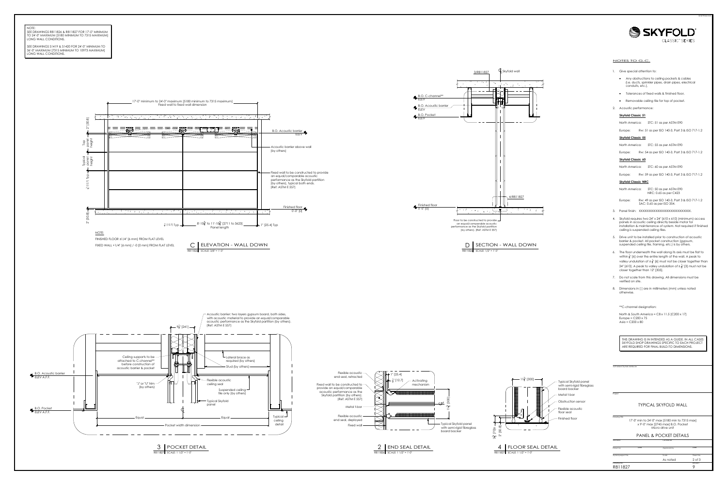NOTE:
SEE DRAWINGS R811826 & R811827 FOR 17'-0" MINIMUM TO 24'-0" MAXIMUM [5180 MINIMUM TO 7315 MAXIMUM] LONG WALL CONDITIONS.

SEE DRAWINGS S1419 & S1420 FOR 24'-0" MINIMUM TO 36'-0" MAXIMUM [7315 MINIMUM TO 10973 MAXIMUM] LONG WALL CONDITIONS.

SKYFOLD® CLASSIC™ SERIES

## NOTES TO G.C.

1. Give special attention to:
   - Any obstructions to ceiling pockets & cables (i.e. ducts, sprinkler pipes, drain pipes, electrical conduits, etc.).
   - Tolerances of fixed walls & finished floor.
   - Removable ceiling tile for top of pocket.
2. Acoustic performance:

**Skyfold Classic 51**

North America: STC: 51 as per ASTM E90

Europe: Rw: 51 as per ISO 140-3, Part 3 & ISO 717-1,2

**Skyfold Classic 55**

North America: STC: 55 as per ASTM E90

Europe: Rw: 54 as per ISO 140-3, Part 3 & ISO 717-1,2

**Skyfold Classic 60**

North America: STC: 60 as per ASTM E90

Europe: Rw: 59 as per ISO 140-3, Part 3 & ISO 717-1,2

**Skyfold Classic NRC**

North America: STC: 50 as per ASTM E90
NRC: 0.65 as per C423

Europe: Rw: 49 as per ISO 140-3, Part 3 & ISO 717-1,2
SAC: 0.65 as per ISO 354.

3. Panel finish: XXXXXXXXXXXXXXXXXXXXXXXXXXXX.
4. Skyfold requires two 24" x 24" [610 x 610] (minimum) access panels in acoustic ceiling directly beside motor for installation & maintenance of system. Not required if finished ceiling is suspended ceiling tiles.
5. Drive unit to be installed prior to construction of acoustic barrier & pocket. All pocket construction (gypsum, suspended ceiling tile, framing, etc.) is by others.
6. The floor underneath the wall along its axis must be flat to within $\frac{1}{4}$" [6] over the entire length of the wall. A peak to valley undulation of $\pm\frac{1}{8}$" [6] must not be closer together than 24" [610]. A peak to valley undulation of $\pm\frac{1}{8}$" [3] must not be closer together than 12" [305].
7. Do not scale from this drawing. All dimensions must be verified on site.
8. Dimensions in [ ] are in millimeters (mm) unless noted otherwise.

**C-channel designation:

North & South America = C8 x 11.5 [C200 x 17]
Europe = C200 x 75
Asia = C200 x 80

THIS DRAWING IS IN INTENDED AS A GUIDE. IN ALL CASES SKYFOLD SHOP DRAWINGS SPECIFIC TO EACH PROJECT ARE REQUIRED FOR FINAL BUILD-TO DIMENSIONS.

### C | ELEVATION - WALL DOWN
R811826 SCALE: 3/8" = 1'-0"

17'-0" minimum to 24'-0" maximum [5180 minimum to 7315 maximum]
Fixed wall to fixed wall dimension

2" [50.8]
Top panel height
Typical panel height
$\frac{1}{2}$" [12.7] Typ.
2" [50.8]
B.O. Acoustic barrier ELEV
Acoustic barrier above wall (by others)
Fixed wall to be constructed to provide an equal/comparable acoustic performance as the Skyfold partition (by others), typical both ends. (Ref: ASTM E 557)
Finished floor 0'-0" [0]
$\frac{1}{2}$" [12.7] Typ
8'-10$\frac{3}{4}$" to 11'-10$\frac{5}{8}$" [2711 to 3623] Panel length
1" [25.4] Typ

NOTE:
FINISHED FLOOR ±1/4" [6 mm] FROM FLAT LEVEL
FIXED WALL +1/4" [6 mm] / -0 [0 mm] FROM FLAT LEVEL

### D | SECTION - WALL DOWN
R811826 SCALE: 1/2" = 1'-0"

3/R811827
Skyfold wall
B.O. C-channel** ELEV
B.O. Acoustic barrier ELEV
B.O. Pocket ELEV
4/R811827
Finished floor 0'-0" [0]
Floor to be constructed to provide an equal/comparable acoustic performance as the Skyfold partition (by others). (Ref: ASTM E 557)

### 3 | POCKET DETAIL
R811827 SCALE: 1 1/2" = 1'-0"

Acoustic barrier: two layers gypsum board, both sides, with acoustic material to provide an equal/comparable acoustic performance as the Skyfold partition (by others). (Ref: ASTM E 557)
9$\frac{1}{2}$" [241]
Ceiling supports to be attached to C-channel** before construction of acoustic barrier & pocket
Lateral brace as required (by others)
Stud (by others)
"J" or "U" trim (by others)
Flexible acoustic ceiling seal
Suspended ceiling tile only (by others)
Typical Skyfold panel
B.O. Acoustic barrier ELEV A.F.F.
B.O. Pocket ELEV A.F.F.
Equal
Equal
Typical ceiling detail
Pocket width dimension

### 2 | END SEAL DETAIL
R811826 SCALE: 1 1/2" = 1'-0"

Flexible acoustic end seal, retracted
Fixed wall to be constructed to provide an equal/comparable acoustic performance as the Skyfold partition (by others). (Ref: ASTM E 557)
Metal T-bar
Flexible acoustic end seal, deployed
Fixed wall
1" [25.4]
$\frac{1}{2}$" [12.7]
Activating mechanism
11$\frac{3}{4}$" [300]
Typical Skyfold panel with semi-rigid fibreglass board backer

### 4 | FLOOR SEAL DETAIL
R811827 SCALE: 1 1/2" = 1'-0"

11$\frac{3}{4}$" [300]
$\frac{3}{4}$" [19]
2" [50.8]
Typical Skyfold panel with semi-rigid fibreglass board backer
Metal T-bar
Obstruction sensor
Flexible acoustic floor seal
Finished floor

Project: TYPICAL SKYFOLD WALL

Drawing title: 17'-0" min to 24'-0" max [5180 min to 7315 max] x 9'-0" max [2745 max] B.O. Pocket Micro drive unit

PANEL & POCKET DETAILS

Scale: As noted
Sheet No.: 2 of 3
Drawing No.: R811827
Revision: 9